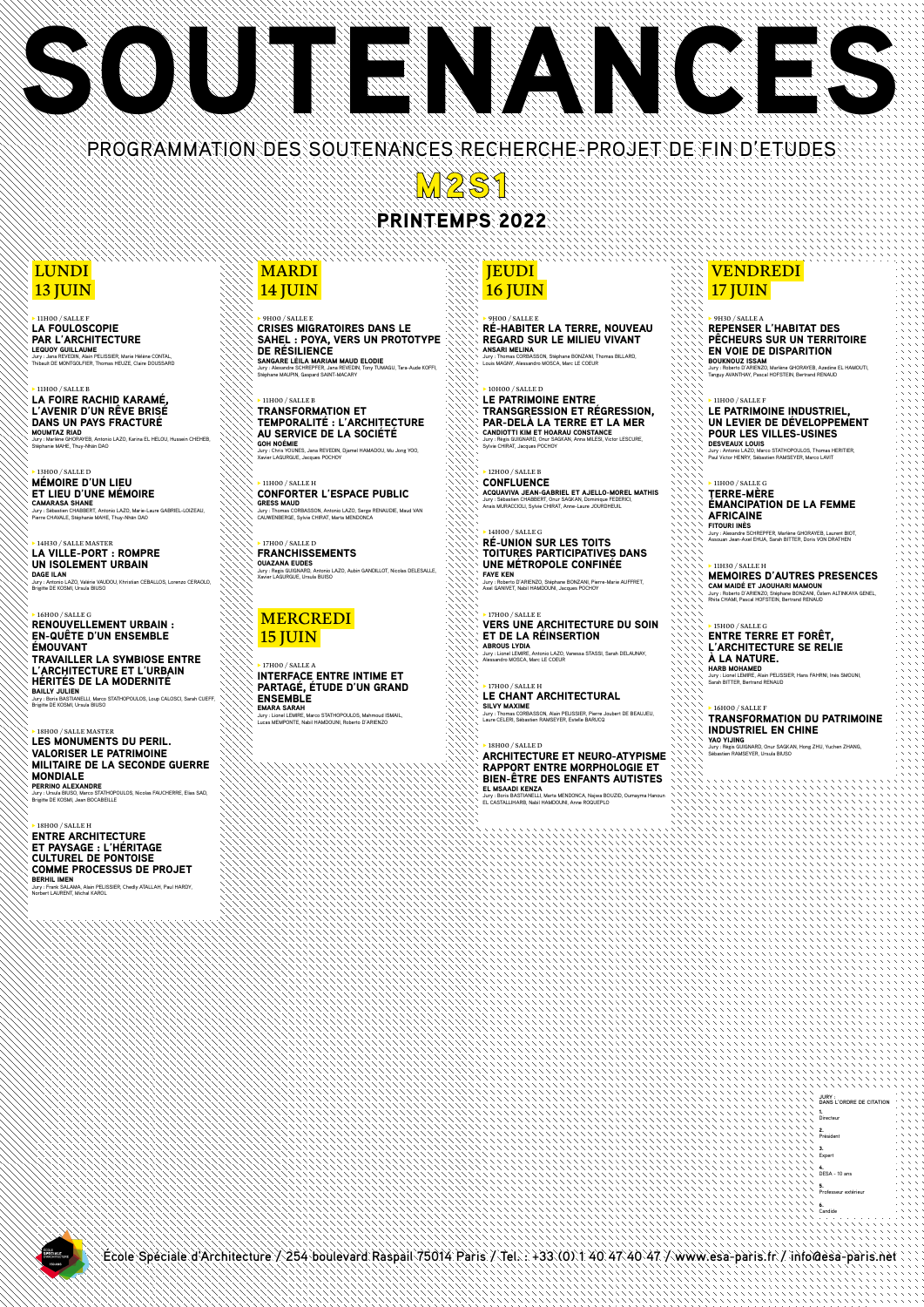# SOUTENANCES

PROGRAMMATION DES SOUTENANCES RECHERCHE-PROJET DE FIN D'ETUDES

## M2S1

## PRINTEMPS 2022

## LUNDI 13 JUIN

11H00 / SALLE F
**LA FOULOSCOPIE PAR L'ARCHITECTURE**
**LEQUOY GUILLAUME**
Jury : Jana REVEDIN, Alain PELISSIER, Marie Hélène CONTAL, Thibault DE MONTGOLFIER, Thomas HEUZE, Claire DOUSSARD

11H00 / SALLE B
**LA FOIRE RACHID KARAMÉ, L'AVENIR D'UN RÊVE BRISÉ DANS UN PAYS FRACTURÉ**
**MOUMTAZ RIAD**
Jury : Marlène GHORAYEB, Antonio LAZO, Karina EL HELOU, Hussein CHEHEB, Stéphanie MAHE, Thuy-Nhân DAO

13H00 / SALLE D
**MÉMOIRE D'UN LIEU ET LIEU D'UNE MÉMOIRE**
**CAMARASA SHANE**
Jury : Sébastien CHABBERT, Antonio LAZO, Marie-Laure GABRIEL-LOIZEAU, Pierre CHAVALE, Stéphanie MAHE, Thuy-Nhân DAO

14H30 / SALLE MASTER
**LA VILLE-PORT : ROMPRE UN ISOLEMENT URBAIN**
**DAGE ILAN**
Jury : Antonio LAZO, Valérie VAUDOU, Khristian CEBALLOS, Lorenzo CERAOLO, Brigitte DE KOSMI, Ursula BIUSO

16H00 / SALLE G
**RENOUVELLEMENT URBAIN : EN-QUÊTE D'UN ENSEMBLE ÉMOUVANT**
**TRAVAILLER LA SYMBIOSE ENTRE L'ARCHITECTURE ET L'URBAIN HÉRITÉS DE LA MODERNITÉ**
**BAILLY JULIEN**
Jury : Boris BASTIANELLI, Marco STATHOPOULOS, Loup CALOSCI, Sarah CUEFF, Brigitte DE KOSMI, Ursula BIUSO

18H00 / SALLE MASTER
**LES MONUMENTS DU PERIL. VALORISER LE PATRIMOINE MILITAIRE DE LA SECONDE GUERRE MONDIALE**
**PERRINO ALEXANDRE**
Jury : Ursula BIUSO, Marco STATHOPOULOS, Nicolas FAUCHERRE, Elias SAD, Brigitte DE KOSMI, Jean BOCABEILLE

18H00 / SALLE H
**ENTRE ARCHITECTURE ET PAYSAGE : L'HÉRITAGE CULTUREL DE PONTOISE COMME PROCESSUS DE PROJET**
**BERHIL IMEN**
Jury : Frank SALAMA, Alain PELISSIER, Chedly ATALLAH, Paul HARDY, Norbert LAURENT, Michal KAROL

## MARDI 14 JUIN

9H00 / SALLE E
**CRISES MIGRATOIRES DANS LE SAHEL : POYA, VERS UN PROTOTYPE DE RÉSILIENCE**
**SANGARE LÉILA MARIAM MAUD ELODIE**
Jury : Alexandre SCHREPFER, Jana REVEDIN, Tony TUMAGU, Tara-Aude KOFFI, Stéphane MAUPIN, Gaspard SAINT-MACARY

11H00 / SALLE B
**TRANSFORMATION ET TEMPORALITÉ : L'ARCHITECTURE AU SERVICE DE LA SOCIÉTÉ**
**GOH NOÉMIE**
Jury : Chris YOUNES, Jana REVEDIN, Djamel HAMADOU, Mu Jong YOO, Xavier LAGURGUE, Jacques POCHOY

11H00 / SALLE H
**CONFORTER L'ESPACE PUBLIC**
**GRESS MAUD**
Jury : Thomas CORBASSON, Antonio LAZO, Serge RENAUDIE, Maud VAN CAUWENBERGE, Sylvie CHIRAT, Marta MENDONCA

17H00 / SALLE D
**FRANCHISSEMENTS**
**OUAZANA EUDES**
Jury : Régis GUIGNARD, Antonio LAZO, Aubin GANDILLOT, Nicolas DELESALLE, Xavier LAGURGUE, Ursula BIUSO

## MERCREDI 15 JUIN

17H00 / SALLE A
**INTERFACE ENTRE INTIME ET PARTAGÉ, ÉTUDE D'UN GRAND ENSEMBLE**
**EMARA SARAH**
Jury : Lionel LEMIRE, Marco STATHOPOULOS, Mahmoud ISMAIL, Lucas MEMPONTE, Nabil HAMDOUNI, Roberto D'ARIENZO

## JEUDI 16 JUIN

9H00 / SALLE E
**RÉ-HABITER LA TERRE, NOUVEAU REGARD SUR LE MILIEU VIVANT**
**ANSARI MELINA**
Jury : Thomas CORBASSON, Stéphane BONZANI, Thomas BILLARD, Louis MAGNY, Alessandro MOSCA, Marc LE COEUR

10H00 / SALLE D
**LE PATRIMOINE ENTRE TRANSGRESSION ET RÉGRESSION, PAR-DELÀ LA TERRE ET LA MER**
**CANDIOTTI KIM ET HOARAU CONSTANCE**
Jury : Régis GUIGNARD, Onur SAGKAN, Anna MILESI, Victor LESCURE, Sylvie CHIRAT, Jacques POCHOY

12H00 / SALLE B
**CONFLUENCE**
**ACQUAVIVA JEAN-GABRIEL ET AJELLO-MOREL MATHIS**
Jury : Sébastien CHABBERT, Onur SAGKAN, Dominique FEDERICI, Anaïs MURACCIOLI, Sylvie CHIRAT, Anne-Laure JOURDHEUIL

14H00 / SALLE G
**RÉ-UNION SUR LES TOITS TOITURES PARTICIPATIVES DANS UNE MÉTROPOLE CONFINÉE**
**FAYE KEN**
Jury : Roberto D'ARIENZO, Stéphane BONZANI, Pierre-Marie AUFFRET, Axel GANIVET, Nabil HAMDOUNI, Jacques POCHOY

17H00 / SALLE E
**VERS UNE ARCHITECTURE DU SOIN ET DE LA RÉINSERTION**
**ABROUS LYDIA**
Jury : Lionel LEMIRE, Antonio LAZO, Vanessa STASSI, Sarah DELAUNAY, Alessandro MOSCA, Marc LE COEUR

17H00 / SALLE H
**LE CHANT ARCHITECTURAL**
**SILVY MAXIME**
Jury : Thomas CORBASSON, Alain PELISSIER, Pierre Joubert DE BEAUJEU, Laure CELERI, Sébastien RAMSEYER, Estelle BARUCQ

18H00 / SALLE D
**ARCHITECTURE ET NEURO-ATYPISME RAPPORT ENTRE MORPHOLOGIE ET BIEN-ÊTRE DES ENFANTS AUTISTES**
**EL MSAADI KENZA**
Jury : Boris BASTIANELLI, Marta MENDONCA, Najwa BOUZID, Oumayma Hanoun EL CASTALLIHARB, Nabil HAMDOUNI, Anne ROQUEPLO

## VENDREDI 17 JUIN

9H30 / SALLE A
**REPENSER L'HABITAT DES PÊCHEURS SUR UN TERRITOIRE EN VOIE DE DISPARITION**
**BOUKNOUZ ISSAM**
Jury : Roberto D'ARIENZO, Marlène GHORAYEB, Azedine EL HAMOUTI, Tanguy AVANTHAY, Pascal HOFSTEIN, Bertrand RENAUD

11H00 / SALLE F
**LE PATRIMOINE INDUSTRIEL, UN LEVIER DE DÉVELOPPEMENT POUR LES VILLES-USINES**
**DESVEAUX LOUIS**
Jury : Antonio LAZO, Marco STATHOPOULOS, Thomas HERITIER, Paul Victor HENRY, Sébastien RAMSEYER, Marco LAVIT

11H00 / SALLE G
**TERRE-MÈRE ÉMANCIPATION DE LA FEMME AFRICAINE**
**FITOURI INÈS**
Jury : Alexandre SCHREPFER, Marlène GHORAYEB, Laurent BIOT, Assouan Jean-Axel EHUA, Sarah BITTER, Doris VON DRATHEN

11H30 / SALLE H
**MEMOIRES D'AUTRES PRESENCES**
**CAM MAIDÉ ET JAOUHARI MAMOUN**
Jury : Roberto D'ARIENZO, Stéphane BONZANI, Özlem ALTINKAYA GENEL, Rhita CHAMI, Pascal HOFSTEIN, Bertrand RENAUD

15H00 / SALLE G
**ENTRE TERRE ET FORÊT, L'ARCHITECTURE SE RELIE À LA NATURE.**
**HARB MOHAMED**
Jury : Lionel LEMIRE, Alain PELISSIER, Hans FAHRNI, Inès SMOUNI, Sarah BITTER, Bertrand RENAUD

16H00 / SALLE F
**TRANSFORMATION DU PATRIMOINE INDUSTRIEL EN CHINE**
**YAO YIJING**
Jury : Régis GUIGNARD, Onur SAGKAN, Hong ZHU, Yuchen ZHANG, Sébastien RAMSEYER, Ursula BIUSO

JURY : DANS L'ORDRE DE CITATION
1. Directeur
2. Président
3. Expert
4. DESA - 10 ans
5. Professeur extérieur
6. Candide

École Spéciale d'Architecture / 254 boulevard Raspail 75014 Paris / Tel. : +33 (0) 1 40 47 40 47 / www.esa-paris.fr / info@esa-paris.net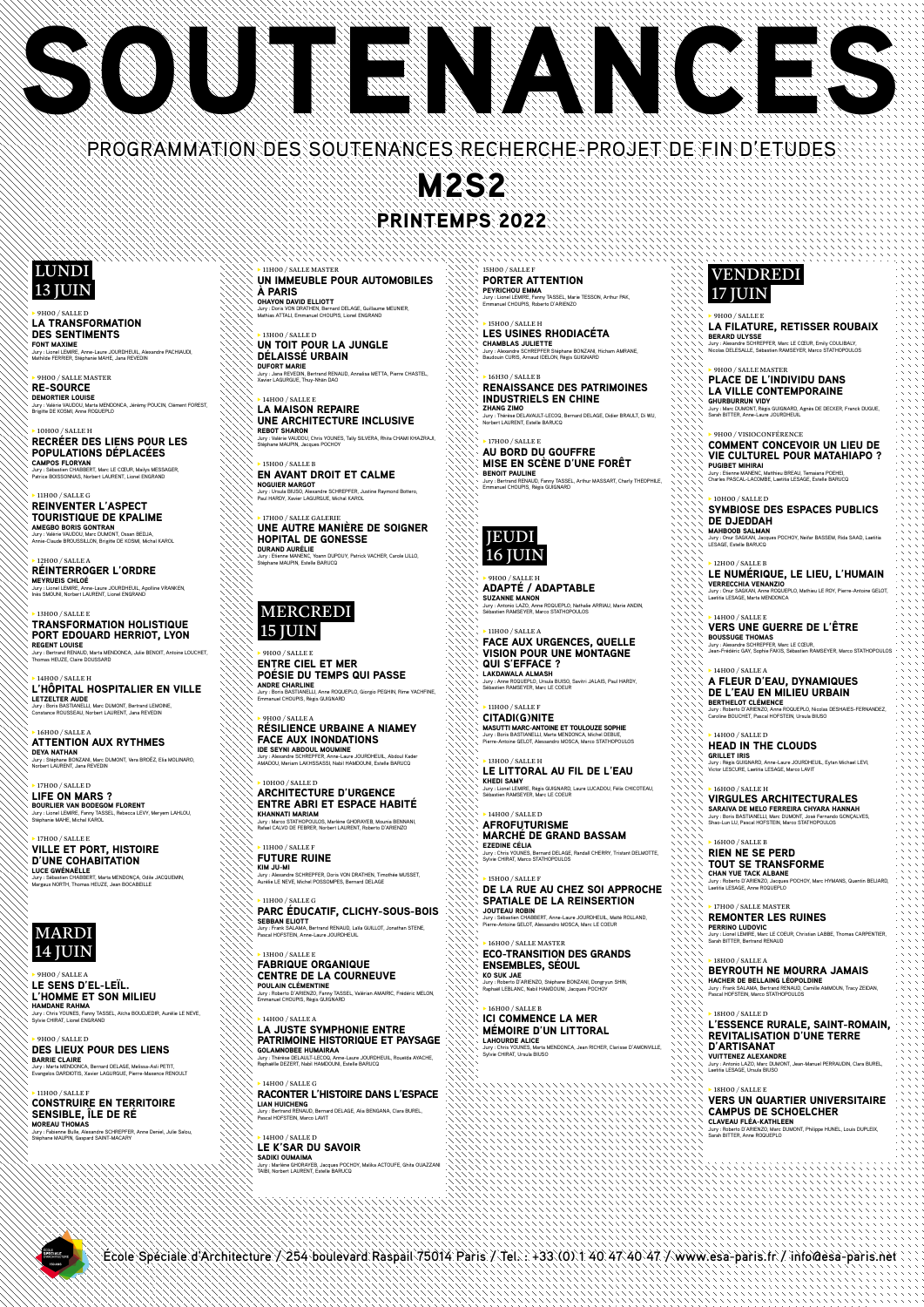# SOUTENANCES

## PROGRAMMATION DES SOUTENANCES RECHERCHE-PROJET DE FIN D'ETUDES

## M2S2

## PRINTEMPS 2022

### LUNDI 13 JUIN

9H00 / SALLE D
**LA TRANSFORMATION DES SENTIMENTS**
**FONT MAXIME**
Jury : Lionel LEMIRE, Anne-Laure JOURDHEUIL, Alexandre PACHIAUDI, Mathilde FERRIER, Stéphanie MAHE, Jana REVEDIN

9H00 / SALLE MASTER
**RE-SOURCE**
**DEMORTIER LOUISE**
Jury : Valérie VAUDOU, Marta MENDONCA, Jérémy POUCIN, Clément FOREST, Brigitte DE KOSMI, Anne ROQUEPLO

10H00 / SALLE H
**RECRÉER DES LIENS POUR LES POPULATIONS DÉPLACÉES**
**CAMPOS FLORYAN**
Jury : Sébastien CHABBERT, Marc LE CŒUR, Mailys MESSAGER, Patrice BOISSONNAS, Norbert LAURENT, Lionel ENGRAND

11H00 / SALLE G
**REINVENTER L'ASPECT TOURISTIQUE DE KPALIME**
**AMEGBO BORIS GONTRAN**
Jury : Valérie VAUDOU, Marc DUMONT, Ossan BEDJA, Annie-Claude BROUSSILLON, Brigitte DE KOSMI, Michal KAROL

12H00 / SALLE A
**RÉINTERROGER L'ORDRE**
**MEYRUEIS CHLOÉ**
Jury : Lionel LEMIRE, Anne-Laure JOURDHEUIL, Apolline VRANKEN, Inès SMOUNI, Norbert LAURENT, Lionel ENGRAND

13H00 / SALLE E
**TRANSFORMATION HOLISTIQUE PORT EDOUARD HERRIOT, LYON**
**REGENT LOUISE**
Jury : Bertrand RENAUD, Marta MENDONCA, Julie BENOIT, Antoine LOUCHET, Thomas HEUZE, Claire DOUSSARD

14H00 / SALLE H
**L'HÔPITAL HOSPITALIER EN VILLE**
**LETZELTER AUDE**
Jury : Boris BASTIANELLI, Marc DUMONT, Bertrand LEMOINE, Constance ROUSSEAU, Norbert LAURENT, Jana REVEDIN

16H00 / SALLE A
**ATTENTION AUX RYTHMES**
**DEYA NATHAN**
Jury : Stéphane BONZANI, Marc DUMONT, Vera BRÖEZ, Elia MOLINARO, Norbert LAURENT, Jana REVEDIN

17H00 / SALLE D
**LIFE ON MARS ?**
**BOURLIER VAN BODEGOM FLORENT**
Jury : Lionel LEMIRE, Fanny TASSEL, Rebecca LEVY, Meryem LAHLOU, Stéphanie MAHE, Michal KAROL

17H00 / SALLE E
**VILLE ET PORT, HISTOIRE D'UNE COHABITATION**
**LUCE GWÉNAËLLE**
Jury : Sébastien CHABBERT, Marta MENDONCA, Odile JACQUEMIN, Margaux NORTH, Thomas HEUZE, Jean BOCABEILLE

### MARDI 14 JUIN

9H00 / SALLE A
**LE SENS D'EL-LEÏL. L'HOMME ET SON MILIEU**
**HAMDANE RAHMA**
Jury : Chris YOUNES, Fanny TASSEL, Aïcha BOUDJEDIR, Aurélie LE NEVE, Sylvie CHIRAT, Lionel ENGRAND

9H00 / SALLE D
**DES LIEUX POUR DES LIENS**
**BARRIE CLAIRE**
Jury : Marta MENDONCA, Bernard DELAGE, Melissa-Asli PETIT, Evangelos DARDIOTIS, Xavier LAGURGUE, Pierre-Maxence RENOULT

11H00 / SALLE F
**CONSTRUIRE EN TERRITOIRE SENSIBLE, ÎLE DE RÉ**
**MOREAU THOMAS**
Jury : Fabienne Bulle, Alexandre SCHREPFER, Anne Deniel, Julie Salou, Stéphane MAUPIN, Gaspard SAINT-MACARY

11H00 / SALLE MASTER
**UN IMMEUBLE POUR AUTOMOBILES À PARIS**
**OHAYON DAVID ELLIOTT**
Jury : Doris VON DRATHEN, Bernard DELAGE, Guillaume MEUNIER, Mathias ATTALI, Emmanuel CHOUPIS, Lionel ENGRAND

13H00 / SALLE D
**UN TOIT POUR LA JUNGLE DÉLAISSÉ URBAIN**
**DUFORT MARIE**
Jury : Jana REVEDIN, Bertrand RENAUD, Annalisa METTA, Pierre CHASTEL, Xavier LAGURGUE, Thuy-Nhân DAO

14H00 / SALLE E
**LA MAISON REPAIRE UNE ARCHITECTURE INCLUSIVE**
**REBOT SHARON**
Jury : Valérie VAUDOU, Chris YOUNES, Tally SILVERA, Rhita CHAMI KHAZRAJI, Stéphane MAUPIN, Jacques POCHOY

15H00 / SALLE B
**EN AVANT DROIT ET CALME**
**NOGUIER MARGOT**
Jury : Ursula BIUSO, Alexandre SCHREPFER, Justine Raymond Bottero, Paul HARDY, Xavier LAGURGUE, Michal KAROL

17H00 / SALLE GALERIE
**UNE AUTRE MANIÈRE DE SOIGNER HOPITAL DE GONESSE**
**DURAND AURÉLIE**
Jury : Etienne MANENC, Yoann DUPOUY, Patrick VACHER, Carole LILLO, Stéphane MAUPIN, Estelle BARUCQ

### MERCREDI 15 JUIN

9H00 / SALLE E
**ENTRE CIEL ET MER POÉSIE DU TEMPS QUI PASSE**
**ANDRE CHARLINE**
Jury : Boris BASTIANELLI, Anne ROQUEPLO, Giorgio PEGHIN, Rime YACHFINE, Emmanuel CHOUPIS, Régis GUIGNARD

9H00 / SALLE A
**RÉSILIENCE URBAINE A NIAMEY FACE AUX INONDATIONS**
**IDE SEYNI ABDOUL MOUMINE**
Jury : Alexandre SCHREPFER, Anne-Laure JOURDHEUIL, Abdoul Kader AMADOU, Meriam LAKHSASSI, Nabil HAMDOUNI, Estelle BARUCQ

10H00 / SALLE D
**ARCHITECTURE D'URGENCE ENTRE ABRI ET ESPACE HABITÉ**
**KHANNATI MARIAM**
Jury : Marco STATHOPOULOS, Marlène GHORAYEB, Mounia BENNANI, Rafael CALVO DE FEBRER, Norbert LAURENT, Roberto D'ARIENZO

11H00 / SALLE F
**FUTURE RUINE**
**KIM JU-MI**
Jury : Alexandre SCHREPFER, Doris VON DRATHEN, Timothée MUSSET, Aurélie LE NEVE, Michel POSSOMPES, Bernard DELAGE

11H00 / SALLE G
**PARC ÉDUCATIF, CLICHY-SOUS-BOIS**
**SEBBAN ELIOTT**
Jury : Frank SALAMA, Bertrand RENAUD, Leila GUILLOT, Jonathan STENE, Pascal HOFSTEIN, Anne-Laure JOURDHEUIL

13H00 / SALLE E
**FABRIQUE ORGANIQUE CENTRE DE LA COURNEUVE**
**POULAIN CLÉMENTINE**
Jury : Roberto D'ARIENZO, Fanny TASSEL, Valérian AMAIRIC, Frédéric MELON, Emmanuel CHOUPIS, Régis GUIGNARD

14H00 / SALLE A
**LA JUSTE SYMPHONIE ENTRE PATRIMOINE HISTORIQUE ET PAYSAGE**
**GOLAMNOBEE HUMAIRAA**
Jury : Thérèse DELAULT-LECOQ, Anne-Laure JOURDHEUIL, Roueïda AYACHE, Raphaëlle DEZERT, Nabil HAMDOUNI, Estelle BARUCQ

14H00 / SALLE G
**RACONTER L'HISTOIRE DANS L'ESPACE**
**LIAN HUICHENG**
Jury : Bertrand RENAUD, Bernard DELAGE, Alia BENGANA, Clara BUREL, Pascal HOFSTEIN, Marco LAVIT

14H00 / SALLE D
**LE K'SAR DU SAVOIR**
**SADIKI OUMAIMA**
Jury : Marlène GHORAYEB, Jacques POCHOY, Malika ACTOUFE, Ghita OUAZZANI TAIBI, Norbert LAURENT, Estelle BARUCQ

15H00 / SALLE F
**PORTER ATTENTION**
**PEYRICHOU EMMA**
Jury : Lionel LEMIRE, Fanny TASSEL, Marie TESSON, Arthur PAK, Emmanuel CHOUPIS, Roberto D'ARIENZO

15H00 / SALLE H
**LES USINES RHODIACÉTA**
**CHAMBLAS JULIETTE**
Jury : Alexandre SCHREPFER Stéphane BONZANI, Hicham AMRANE, Baudouin CURIS, Arnaud IDELON, Régis GUIGNARD

16H30 / SALLE B
**RENAISSANCE DES PATRIMOINES INDUSTRIELS EN CHINE**
**ZHANG ZIMO**
Jury : Thérèse DELAVAULT-LECOQ, Bernard DELAGE, Didier BRAULT, Di WU, Norbert LAURENT, Estelle BARUCQ

17H00 / SALLE E
**AU BORD DU GOUFFRE MISE EN SCÈNE D'UNE FORÊT**
**BENOIT PAULINE**
Jury : Bertrand RENAUD, Fanny TASSEL, Arthur MASSART, Charly THEOPHILE, Emmanuel CHOUPIS, Régis GUIGNARD

### JEUDI 16 JUIN

9H00 / SALLE H
**ADAPTÉ / ADAPTABLE**
**SUZANNE MANON**
Jury : Antonio LAZO, Anne ROQUEPLO, Nathalie ARRIAU, Marie ANDIN, Sébastien RAMSEYER, Marco STATHOPOULOS

11H00 / SALLE A
**FACE AUX URGENCES, QUELLE VISION POUR UNE MONTAGNE QUI S'EFFACE ?**
**LAKDAWALA ALMASH**
Jury : Anne ROQUEPLO, Ursula BIUSO, Savitri JALAIS, Paul HARDY, Sébastien RAMSEYER, Marc LE COEUR

11H00 / SALLE F
**CITADI(G)NITE**
**MASUTTI MARC-ANTOINE ET TOULOUZE SOPHIE**
Jury : Boris BASTIANELLI, Marta MENDONCA, Michel DEBUE, Pierre-Antoine GELOT, Alessandro MOSCA, Marco STATHOPOULOS

13H00 / SALLE H
**LE LITTORAL AU FIL DE L'EAU**
**KHEDI SAMY**
Jury : Régis GUIGNARD, Laure LUCADOU, Félix CHICOTEAU, Sébastien RAMSEYER, Marc LE COEUR

14H00 / SALLE D
**AFROFUTURISME MARCHÉ DE GRAND BASSAM**
**EZEDINE CÉLIA**
Jury : Chris YOUNES, Bernard DELAGE, Randall CHERRY, Tristant DELMOTTE, Sylvie CHIRAT, Marco STATHOPOULOS

15H00 / SALLE F
**DE LA RUE AU CHEZ SOI APPROCHE SPATIALE DE LA REINSERTION**
**JOUTEAU ROBIN**
Jury : Sébastien CHABBERT, Anne-Laure JOURDHEUIL, Maité ROLLAND, Pierre-Antoine GELOT, Alessandro MOSCA, Marc LE COEUR

16H00 / SALLE MASTER
**ECO-TRANSITION DES GRANDS ENSEMBLES, SÉOUL**
**KO SUK JAE**
Jury : Roberto D'ARIENZO, Stéphane BONZANI, Dongryun SHIN, Raphaël LEBLANC, Nabil HAMDOUNI, Jacques POCHOY

16H00 / SALLE B
**ICI COMMENCE LA MER MÉMOIRE D'UN LITTORAL**
**LAHOURDE ALICE**
Jury : Chris YOUNES, Marta MENDONCA, Jean RICHER, Clarisse D'AMONVILLE, Sylvie CHIRAT, Ursula BIUSO

### VENDREDI 17 JUIN

9H00 / SALLE E
**LA FILATURE, RETISSER ROUBAIX**
**BERARD ULYSSE**
Jury : Alexandre SCHREPFER, Marc LE COEUR, Emily COULIBALY, Nicolas DELESALLE, Sébastien RAMSEYER, Marco STATHOPOULOS

9H00 / SALLE MASTER
**PLACE DE L'INDIVIDU DANS LA VILLE CONTEMPORAINE**
**GHURBURRUN VIDY**
Jury : Marc DUMONT, Régis GUIGNARD, Agnès DE DECKER, Franck DUGUE, Sarah BITTER, Anne-Laure JOURDHEUIL

9H00 / VISIOCONFÉRENCE
**COMMENT CONCEVOIR UN LIEU DE VIE CULTUREL POUR MATAHIAPO ?**
**PUGIBET MIHIRAI**
Jury : Etienne MANENC, Matthieu BREAU, Temaana POEHEI, Charles PASCAL-LACOMBE, Laetitia LESAGE, Estelle BARUCQ

10H00 / SALLE D
**SYMBIOSE DES ESPACES PUBLICS DE DJEDDAH**
**MAHBOOB SALMAN**
Jury : Onur SAGKAN, Jacques POCHOY, Neifar BASSEM, Rida SAAD, Laetitia LESAGE, Estelle BARUCQ

12H00 / SALLE B
**LE NUMÉRIQUE, LE LIEU, L'HUMAIN**
**VERRECCHIA VENANZIO**
Jury : Onur SAGKAN, Anne ROQUEPLO, Mathieu LE ROY, Pierre-Antoine GELOT, Laetitia LESAGE, Marta MENDONCA

14H00 / SALLE E
**VERS UNE GUERRE DE L'ÊTRE**
**BOUSSUGE THOMAS**
Jury : Alexandre SCHREPFER, Marc LE CŒUR, Jean-Frédéric GAY, Sophie FAKIS, Sébastien RAMSEYER, Marco STATHOPOULOS

14H00 / SALLE A
**A FLEUR D'EAU, DYNAMIQUES DE L'EAU EN MILIEU URBAIN**
**BERTHELOT CLÉMENCE**
Jury : Roberto D'ARIENZO, Anne ROQUEPLO, Nicolas DESHAIES-FERNANDEZ, Caroline BOUCHET, Pascal HOFSTEIN, Ursula BIUSO

14H00 / SALLE D
**HEAD IN THE CLOUDS**
**GRILLET IRIS**
Jury : Régis GUIGNARD, Anne-Laure JOURDHEUIL, Eytan Michael LEVI, Victor LESCURE, Laetitia LESAGE, Marco LAVIT

16H00 / SALLE H
**VIRGULES ARCHITECTURALES**
**SARAIVA DE MELO FERREIRA CHYARA HANNAH**
Jury : Boris BASTIANELLI, Marc DUMONT, José Fernando GONÇALVES, Shao-Lun LU, Pascal HOFSTEIN, Marco STATHOPOULOS

16H00 / SALLE B
**RIEN NE SE PERD TOUT SE TRANSFORME**
**CHAN YUE TACK ALBANE**
Jury : Roberto D'ARIENZO, Jacques POCHOY, Marc HYMANS, Quentin BELIARD, Laetitia LESAGE, Anne ROQUEPLO

17H00 / SALLE MASTER
**REMONTER LES RUINES**
**PERRINO LUDOVIC**
Jury : Lionel LEMIRE, Marc LE COEUR, Christian LABBE, Thomas CARPENTIER, Sarah BITTER, Bertrand RENAUD

18H00 / SALLE A
**BEYROUTH NE MOURRA JAMAIS**
**HACHER DE BELLAING LÉOPOLDINE**
Jury : Frank SALAMA, Bertrand RENAUD, Camille AMMOUN, Tracy ZEIDAN, Pascal HOFSTEIN, Marco STATHOPOULOS

18H00 / SALLE D
**L'ESSENCE RURALE, SAINT-ROMAIN, REVITALISATION D'UNE TERRE D'ARTISANAT**
**VUITTENEZ ALEXANDRE**
Jury : Antonio LAZO, Marc DUMONT, Jean-Manuel PERRAUDIN, Clara BUREL, Laetitia LESAGE, Ursula BIUSO

18H00 / SALLE E
**VERS UN QUARTIER UNIVERSITAIRE CAMPUS DE SCHOELCHER**
**CLAVEAU FLÉA-KATHLEEN**
Jury : Roberto D'ARIENZO, Marc DUMONT, Philippe HUNEL, Louis DUPLEIX, Sarah BITTER, Anne ROQUEPLO

École Spéciale d'Architecture / 254 boulevard Raspail 75014 Paris / Tel. : +33 (0) 1 40 47 40 47 / www.esa-paris.fr / info@esa-paris.net